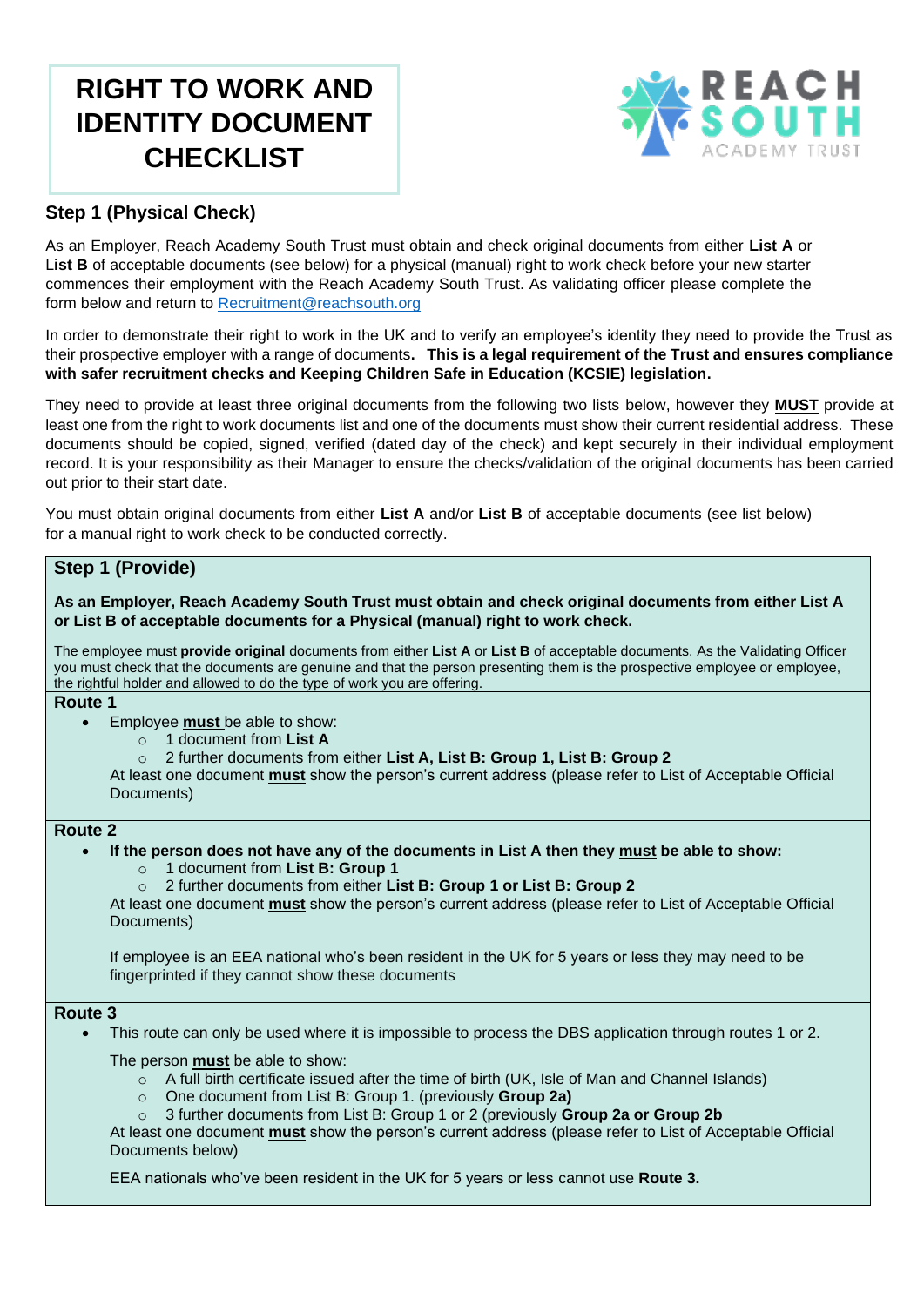# RIGHT TO WORK AND IDENTITY DOCUMENT CHECKLIST

REACH SOUTH ACADEMY TRUST

## Step 1 (Physical Check)

As an Employer, Reach Academy South Trust must obtain and check original documents from either **List A** or **List B** of acceptable documents (see below) for a physical (manual) right to work check before your new starter commences their employment with the Reach Academy South Trust. As validating officer please complete the form below and return to Recruitment@reachsouth.org

In order to demonstrate their right to work in the UK and to verify an employee's identity they need to provide the Trust as their prospective employer with a range of documents**. This is a legal requirement of the Trust and ensures compliance with safer recruitment checks and Keeping Children Safe in Education (KCSIE) legislation.**

They need to provide at least three original documents from the following two lists below, however they **MUST** provide at least one from the right to work documents list and one of the documents must show their current residential address. These documents should be copied, signed, verified (dated day of the check) and kept securely in their individual employment record. It is your responsibility as their Manager to ensure the checks/validation of the original documents has been carried out prior to their start date.

You must obtain original documents from either **List A** and/or **List B** of acceptable documents (see list below) for a manual right to work check to be conducted correctly.

## Step 1 (Provide)

**As an Employer, Reach Academy South Trust must obtain and check original documents from either List A or List B of acceptable documents for a Physical (manual) right to work check.**

The employee must **provide original** documents from either **List A** or **List B** of acceptable documents. As the Validating Officer you must check that the documents are genuine and that the person presenting them is the prospective employee or employee, the rightful holder and allowed to do the type of work you are offering.

### Route 1

- Employee **must** be able to show:
  - 1 document from **List A**
  - 2 further documents from either **List A, List B: Group 1, List B: Group 2**

  At least one document **must** show the person's current address (please refer to List of Acceptable Official Documents)

### Route 2

- **If the person does not have any of the documents in List A then they must be able to show:**
  - 1 document from **List B: Group 1**
  - 2 further documents from either **List B: Group 1 or List B: Group 2**

  At least one document **must** show the person's current address (please refer to List of Acceptable Official Documents)

  If employee is an EEA national who's been resident in the UK for 5 years or less they may need to be fingerprinted if they cannot show these documents

### Route 3

- This route can only be used where it is impossible to process the DBS application through routes 1 or 2.

  The person **must** be able to show:
  - A full birth certificate issued after the time of birth (UK, Isle of Man and Channel Islands)
  - One document from List B: Group 1. (previously **Group 2a)**
  - 3 further documents from List B: Group 1 or 2 (previously **Group 2a or Group 2b**

  At least one document **must** show the person's current address (please refer to List of Acceptable Official Documents below)

  EEA nationals who've been resident in the UK for 5 years or less cannot use **Route 3.**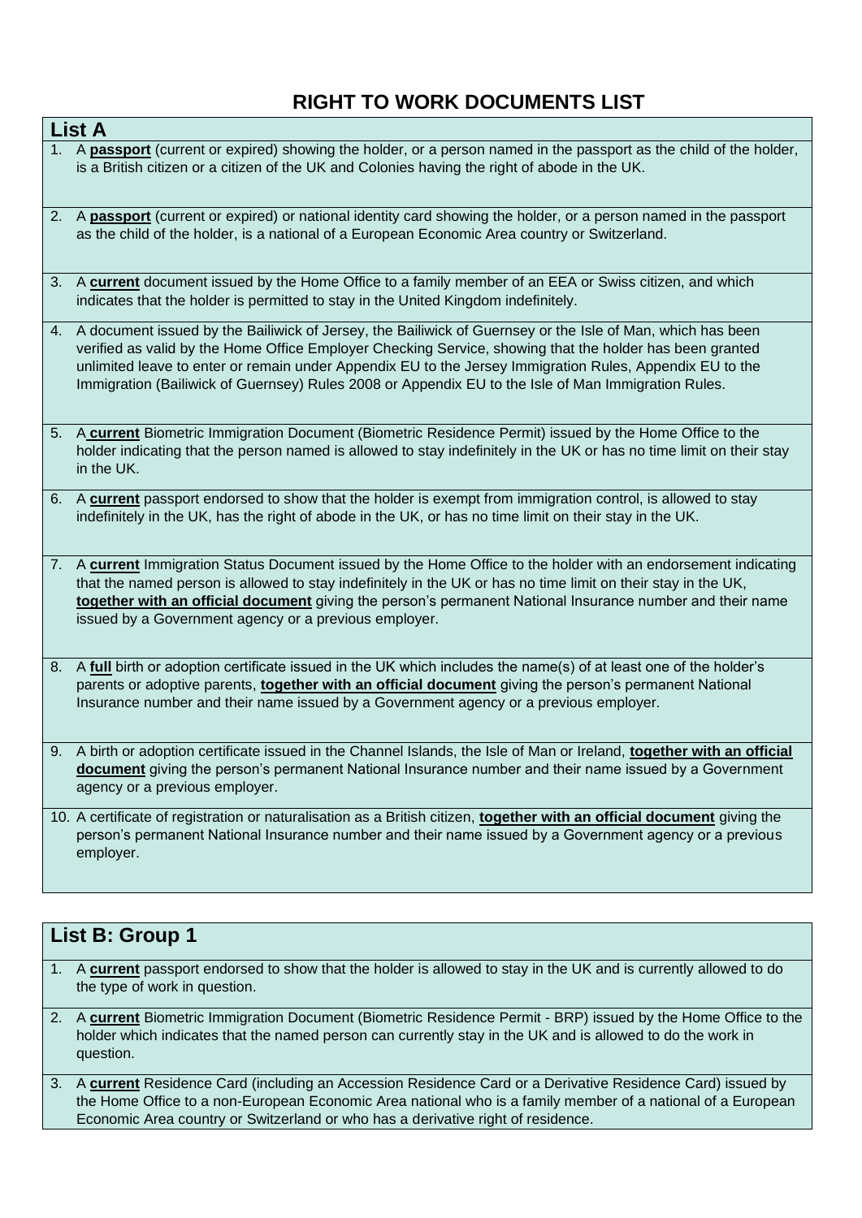# RIGHT TO WORK DOCUMENTS LIST

## List A

1. A **passport** (current or expired) showing the holder, or a person named in the passport as the child of the holder, is a British citizen or a citizen of the UK and Colonies having the right of abode in the UK.
2. A **passport** (current or expired) or national identity card showing the holder, or a person named in the passport as the child of the holder, is a national of a European Economic Area country or Switzerland.
3. A **current** document issued by the Home Office to a family member of an EEA or Swiss citizen, and which indicates that the holder is permitted to stay in the United Kingdom indefinitely.
4. A document issued by the Bailiwick of Jersey, the Bailiwick of Guernsey or the Isle of Man, which has been verified as valid by the Home Office Employer Checking Service, showing that the holder has been granted unlimited leave to enter or remain under Appendix EU to the Jersey Immigration Rules, Appendix EU to the Immigration (Bailiwick of Guernsey) Rules 2008 or Appendix EU to the Isle of Man Immigration Rules.
5. A **current** Biometric Immigration Document (Biometric Residence Permit) issued by the Home Office to the holder indicating that the person named is allowed to stay indefinitely in the UK or has no time limit on their stay in the UK.
6. A **current** passport endorsed to show that the holder is exempt from immigration control, is allowed to stay indefinitely in the UK, has the right of abode in the UK, or has no time limit on their stay in the UK.
7. A **current** Immigration Status Document issued by the Home Office to the holder with an endorsement indicating that the named person is allowed to stay indefinitely in the UK or has no time limit on their stay in the UK, **together with an official document** giving the person's permanent National Insurance number and their name issued by a Government agency or a previous employer.
8. A **full** birth or adoption certificate issued in the UK which includes the name(s) of at least one of the holder's parents or adoptive parents, **together with an official document** giving the person's permanent National Insurance number and their name issued by a Government agency or a previous employer.
9. A birth or adoption certificate issued in the Channel Islands, the Isle of Man or Ireland, **together with an official document** giving the person's permanent National Insurance number and their name issued by a Government agency or a previous employer.
10. A certificate of registration or naturalisation as a British citizen, **together with an official document** giving the person's permanent National Insurance number and their name issued by a Government agency or a previous employer.

## List B: Group 1

1. A **current** passport endorsed to show that the holder is allowed to stay in the UK and is currently allowed to do the type of work in question.
2. A **current** Biometric Immigration Document (Biometric Residence Permit - BRP) issued by the Home Office to the holder which indicates that the named person can currently stay in the UK and is allowed to do the work in question.
3. A **current** Residence Card (including an Accession Residence Card or a Derivative Residence Card) issued by the Home Office to a non-European Economic Area national who is a family member of a national of a European Economic Area country or Switzerland or who has a derivative right of residence.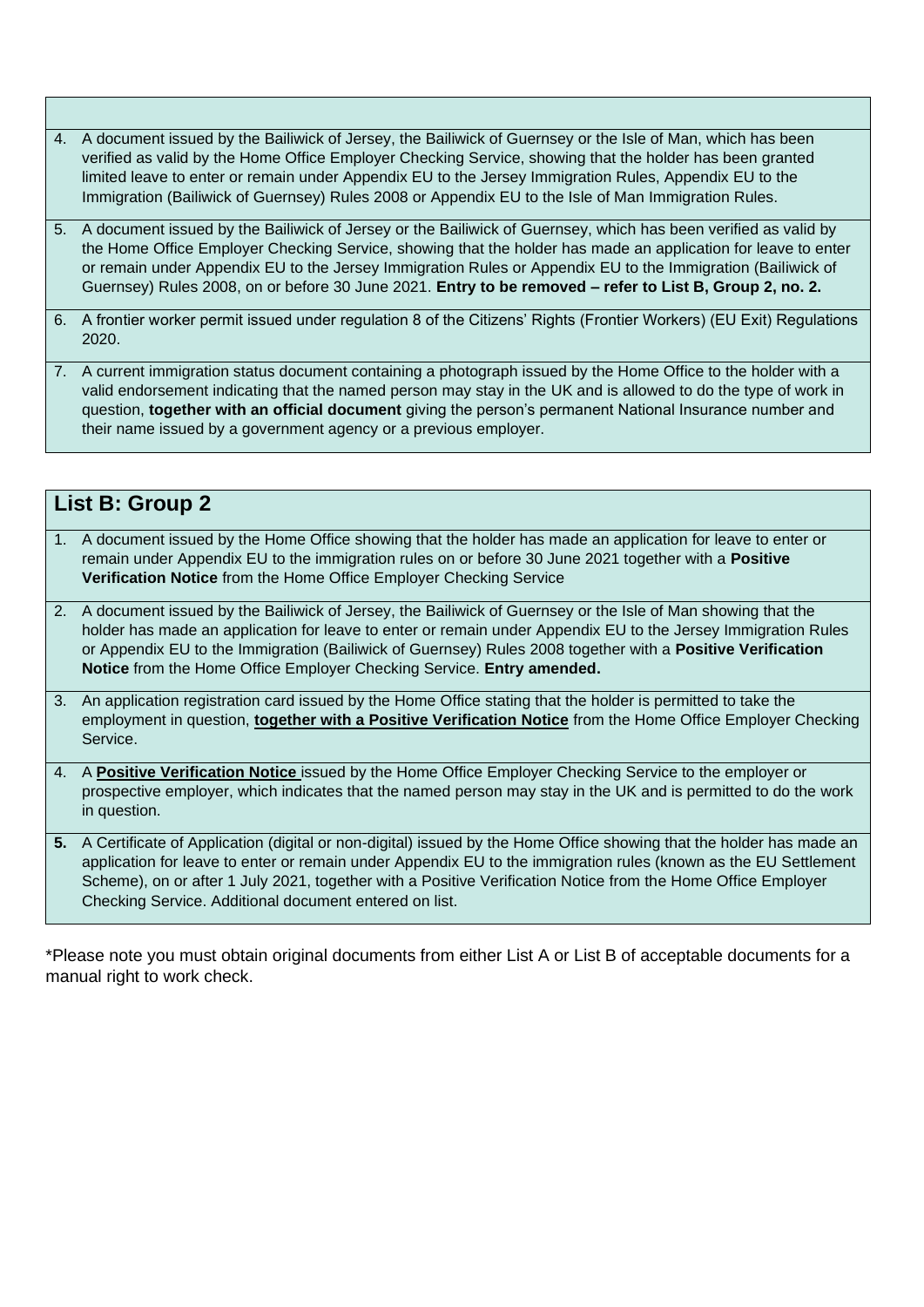4. A document issued by the Bailiwick of Jersey, the Bailiwick of Guernsey or the Isle of Man, which has been verified as valid by the Home Office Employer Checking Service, showing that the holder has been granted limited leave to enter or remain under Appendix EU to the Jersey Immigration Rules, Appendix EU to the Immigration (Bailiwick of Guernsey) Rules 2008 or Appendix EU to the Isle of Man Immigration Rules.
5. A document issued by the Bailiwick of Jersey or the Bailiwick of Guernsey, which has been verified as valid by the Home Office Employer Checking Service, showing that the holder has made an application for leave to enter or remain under Appendix EU to the Jersey Immigration Rules or Appendix EU to the Immigration (Bailiwick of Guernsey) Rules 2008, on or before 30 June 2021. **Entry to be removed – refer to List B, Group 2, no. 2.**
6. A frontier worker permit issued under regulation 8 of the Citizens' Rights (Frontier Workers) (EU Exit) Regulations 2020.
7. A current immigration status document containing a photograph issued by the Home Office to the holder with a valid endorsement indicating that the named person may stay in the UK and is allowed to do the type of work in question, **together with an official document** giving the person's permanent National Insurance number and their name issued by a government agency or a previous employer.

## List B: Group 2

1. A document issued by the Home Office showing that the holder has made an application for leave to enter or remain under Appendix EU to the immigration rules on or before 30 June 2021 together with a **Positive Verification Notice** from the Home Office Employer Checking Service
2. A document issued by the Bailiwick of Jersey, the Bailiwick of Guernsey or the Isle of Man showing that the holder has made an application for leave to enter or remain under Appendix EU to the Jersey Immigration Rules or Appendix EU to the Immigration (Bailiwick of Guernsey) Rules 2008 together with a **Positive Verification Notice** from the Home Office Employer Checking Service. **Entry amended.**
3. An application registration card issued by the Home Office stating that the holder is permitted to take the employment in question, **together with a Positive Verification Notice** from the Home Office Employer Checking Service.
4. A **Positive Verification Notice** issued by the Home Office Employer Checking Service to the employer or prospective employer, which indicates that the named person may stay in the UK and is permitted to do the work in question.
5. A Certificate of Application (digital or non-digital) issued by the Home Office showing that the holder has made an application for leave to enter or remain under Appendix EU to the immigration rules (known as the EU Settlement Scheme), on or after 1 July 2021, together with a Positive Verification Notice from the Home Office Employer Checking Service. Additional document entered on list.

*Please note you must obtain original documents from either List A or List B of acceptable documents for a manual right to work check.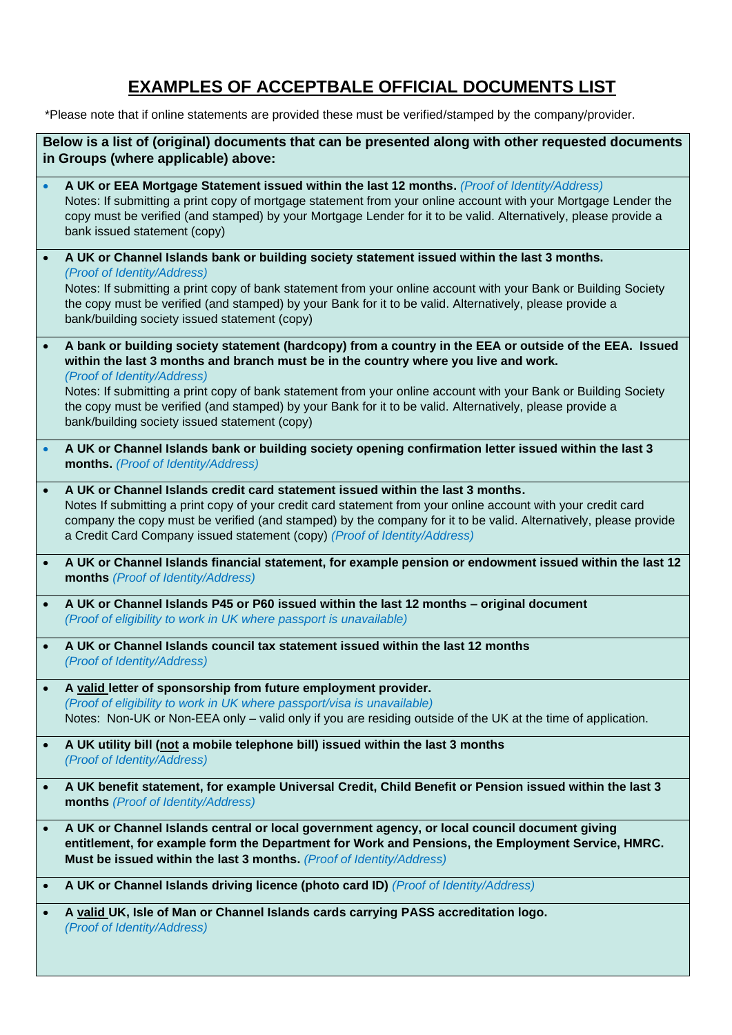# EXAMPLES OF ACCEPTBALE OFFICIAL DOCUMENTS LIST

*Please note that if online statements are provided these must be verified/stamped by the company/provider.

**Below is a list of (original) documents that can be presented along with other requested documents in Groups (where applicable) above:**

- **A UK or EEA Mortgage Statement issued within the last 12 months.** *(Proof of Identity/Address)*
  Notes: If submitting a print copy of mortgage statement from your online account with your Mortgage Lender the copy must be verified (and stamped) by your Mortgage Lender for it to be valid. Alternatively, please provide a bank issued statement (copy)

- **A UK or Channel Islands bank or building society statement issued within the last 3 months.** *(Proof of Identity/Address)*
  Notes: If submitting a print copy of bank statement from your online account with your Bank or Building Society the copy must be verified (and stamped) by your Bank for it to be valid. Alternatively, please provide a bank/building society issued statement (copy)

- **A bank or building society statement (hardcopy) from a country in the EEA or outside of the EEA. Issued within the last 3 months and branch must be in the country where you live and work.** *(Proof of Identity/Address)*
  Notes: If submitting a print copy of bank statement from your online account with your Bank or Building Society the copy must be verified (and stamped) by your Bank for it to be valid. Alternatively, please provide a bank/building society issued statement (copy)

- **A UK or Channel Islands bank or building society opening confirmation letter issued within the last 3 months.** *(Proof of Identity/Address)*

- **A UK or Channel Islands credit card statement issued within the last 3 months.**
  Notes If submitting a print copy of your credit card statement from your online account with your credit card company the copy must be verified (and stamped) by the company for it to be valid. Alternatively, please provide a Credit Card Company issued statement (copy) *(Proof of Identity/Address)*

- **A UK or Channel Islands financial statement, for example pension or endowment issued within the last 12 months** *(Proof of Identity/Address)*

- **A UK or Channel Islands P45 or P60 issued within the last 12 months – original document** *(Proof of eligibility to work in UK where passport is unavailable)*

- **A UK or Channel Islands council tax statement issued within the last 12 months** *(Proof of Identity/Address)*

- **A <u>valid</u> letter of sponsorship from future employment provider.** *(Proof of eligibility to work in UK where passport/visa is unavailable)*
  Notes: Non-UK or Non-EEA only – valid only if you are residing outside of the UK at the time of application.

- **A UK utility bill (<u>not</u> a mobile telephone bill) issued within the last 3 months** *(Proof of Identity/Address)*

- **A UK benefit statement, for example Universal Credit, Child Benefit or Pension issued within the last 3 months** *(Proof of Identity/Address)*

- **A UK or Channel Islands central or local government agency, or local council document giving entitlement, for example form the Department for Work and Pensions, the Employment Service, HMRC. Must be issued within the last 3 months.** *(Proof of Identity/Address)*

- **A UK or Channel Islands driving licence (photo card ID)** *(Proof of Identity/Address)*

- **A <u>valid</u> UK, Isle of Man or Channel Islands cards carrying PASS accreditation logo.** *(Proof of Identity/Address)*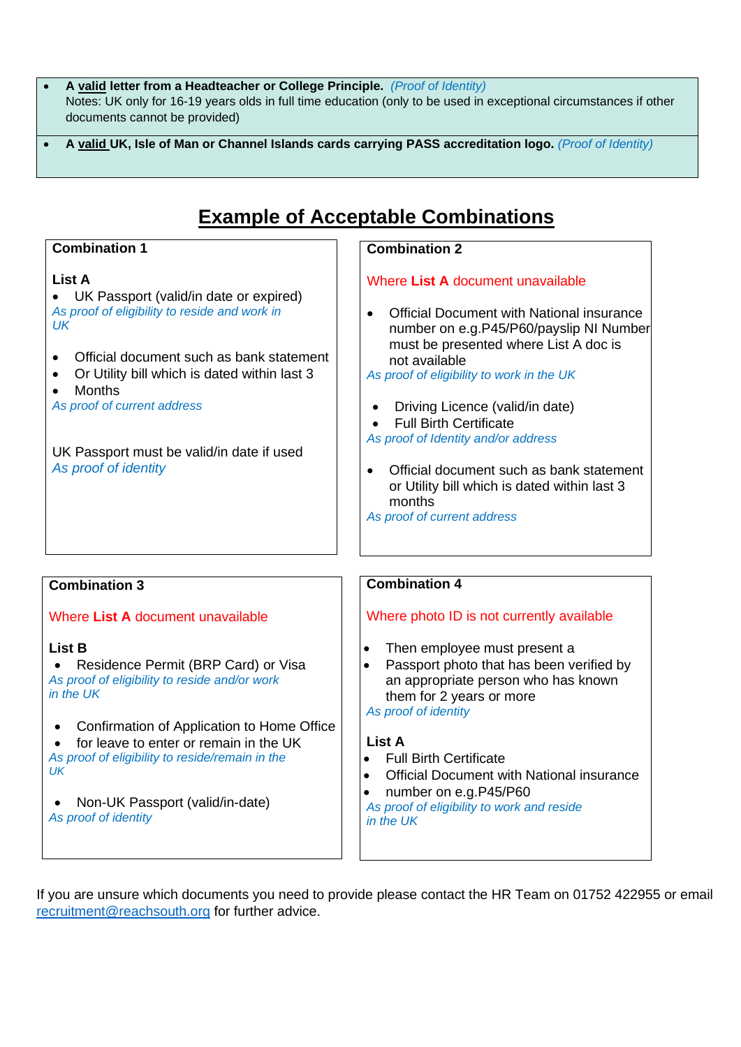- **A valid letter from a Headteacher or College Principle.** *(Proof of Identity)*
  Notes: UK only for 16-19 years olds in full time education (only to be used in exceptional circumstances if other documents cannot be provided)
- **A valid UK, Isle of Man or Channel Islands cards carrying PASS accreditation logo.** *(Proof of Identity)*

## Example of Acceptable Combinations

### Combination 1

**List A**

- UK Passport (valid/in date or expired)

*As proof of eligibility to reside and work in UK*

- Official document such as bank statement
- Or Utility bill which is dated within last 3
- Months

*As proof of current address*

UK Passport must be valid/in date if used
*As proof of identity*

### Combination 2

Where **List A** document unavailable

- Official Document with National insurance number on e.g.P45/P60/payslip NI Number must be presented where List A doc is not available

*As proof of eligibility to work in the UK*

- Driving Licence (valid/in date)
- Full Birth Certificate

*As proof of Identity and/or address*

- Official document such as bank statement or Utility bill which is dated within last 3 months

*As proof of current address*

### Combination 3

Where **List A** document unavailable

**List B**

- Residence Permit (BRP Card) or Visa

*As proof of eligibility to reside and/or work in the UK*

- Confirmation of Application to Home Office
- for leave to enter or remain in the UK

*As proof of eligibility to reside/remain in the UK*

- Non-UK Passport (valid/in-date)

*As proof of identity*

### Combination 4

Where photo ID is not currently available

- Then employee must present a
- Passport photo that has been verified by an appropriate person who has known them for 2 years or more

*As proof of identity*

**List A**

- Full Birth Certificate
- Official Document with National insurance
- number on e.g.P45/P60

*As proof of eligibility to work and reside in the UK*

If you are unsure which documents you need to provide please contact the HR Team on 01752 422955 or email recruitment@reachsouth.org for further advice.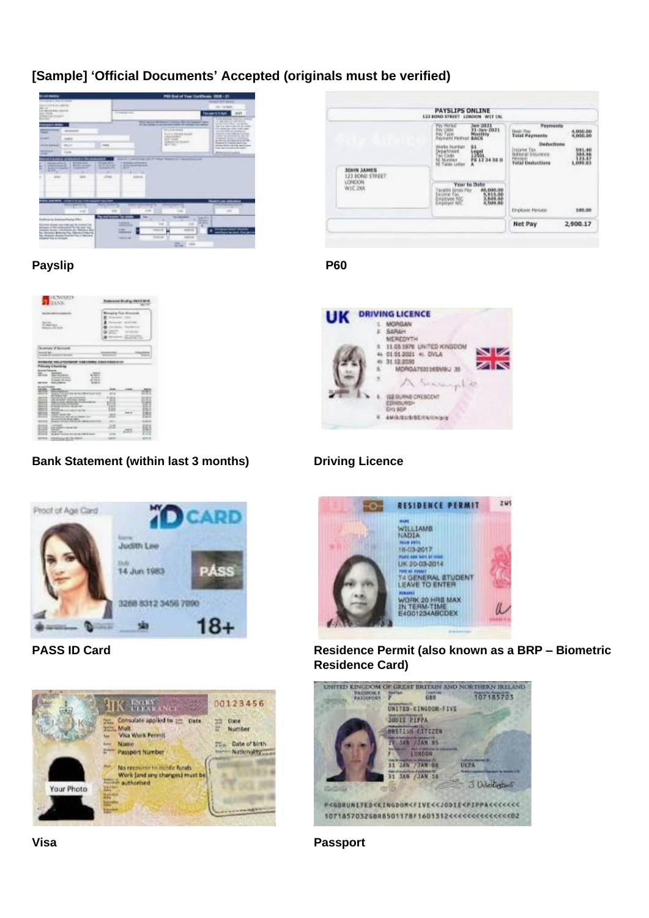## [Sample] 'Official Documents' Accepted (originals must be verified)

Payslip

P60

Bank Statement (within last 3 months)

Driving Licence

PASS ID Card

Residence Permit (also known as a BRP – Biometric Residence Card)

Visa

Passport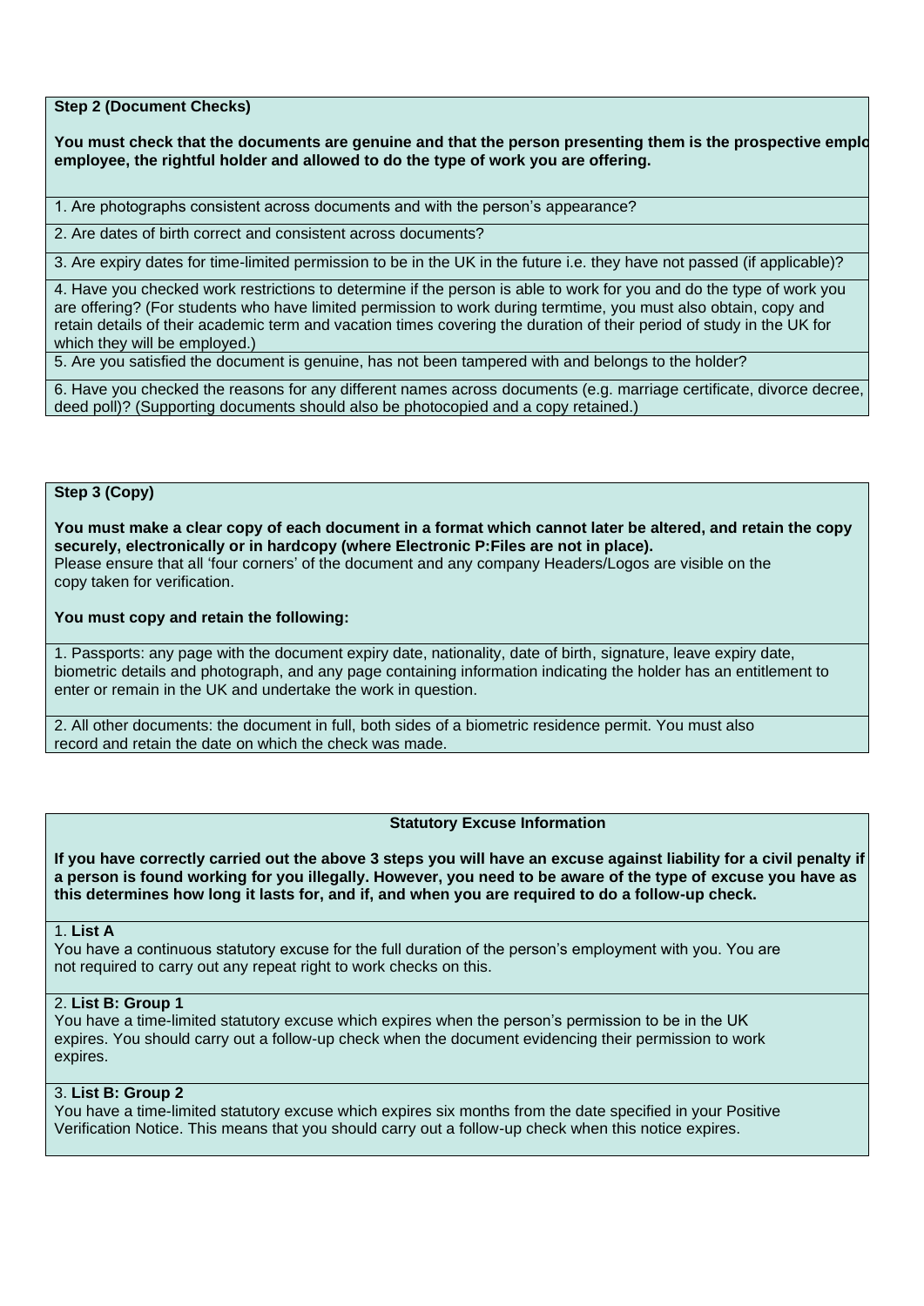**Step 2 (Document Checks)**

**You must check that the documents are genuine and that the person presenting them is the prospective emplo employee, the rightful holder and allowed to do the type of work you are offering.**

1. Are photographs consistent across documents and with the person's appearance?

2. Are dates of birth correct and consistent across documents?

3. Are expiry dates for time-limited permission to be in the UK in the future i.e. they have not passed (if applicable)?

4. Have you checked work restrictions to determine if the person is able to work for you and do the type of work you are offering? (For students who have limited permission to work during termtime, you must also obtain, copy and retain details of their academic term and vacation times covering the duration of their period of study in the UK for which they will be employed.)

5. Are you satisfied the document is genuine, has not been tampered with and belongs to the holder?

6. Have you checked the reasons for any different names across documents (e.g. marriage certificate, divorce decree, deed poll)? (Supporting documents should also be photocopied and a copy retained.)

**Step 3 (Copy)**

**You must make a clear copy of each document in a format which cannot later be altered, and retain the copy securely, electronically or in hardcopy (where Electronic P:Files are not in place).**
Please ensure that all 'four corners' of the document and any company Headers/Logos are visible on the copy taken for verification.

**You must copy and retain the following:**

1. Passports: any page with the document expiry date, nationality, date of birth, signature, leave expiry date, biometric details and photograph, and any page containing information indicating the holder has an entitlement to enter or remain in the UK and undertake the work in question.

2. All other documents: the document in full, both sides of a biometric residence permit. You must also record and retain the date on which the check was made.

**Statutory Excuse Information**

**If you have correctly carried out the above 3 steps you will have an excuse against liability for a civil penalty if a person is found working for you illegally. However, you need to be aware of the type of excuse you have as this determines how long it lasts for, and if, and when you are required to do a follow-up check.**

1. **List A**
You have a continuous statutory excuse for the full duration of the person's employment with you. You are not required to carry out any repeat right to work checks on this.

2. **List B: Group 1**
You have a time-limited statutory excuse which expires when the person's permission to be in the UK expires. You should carry out a follow-up check when the document evidencing their permission to work expires.

3. **List B: Group 2**
You have a time-limited statutory excuse which expires six months from the date specified in your Positive Verification Notice. This means that you should carry out a follow-up check when this notice expires.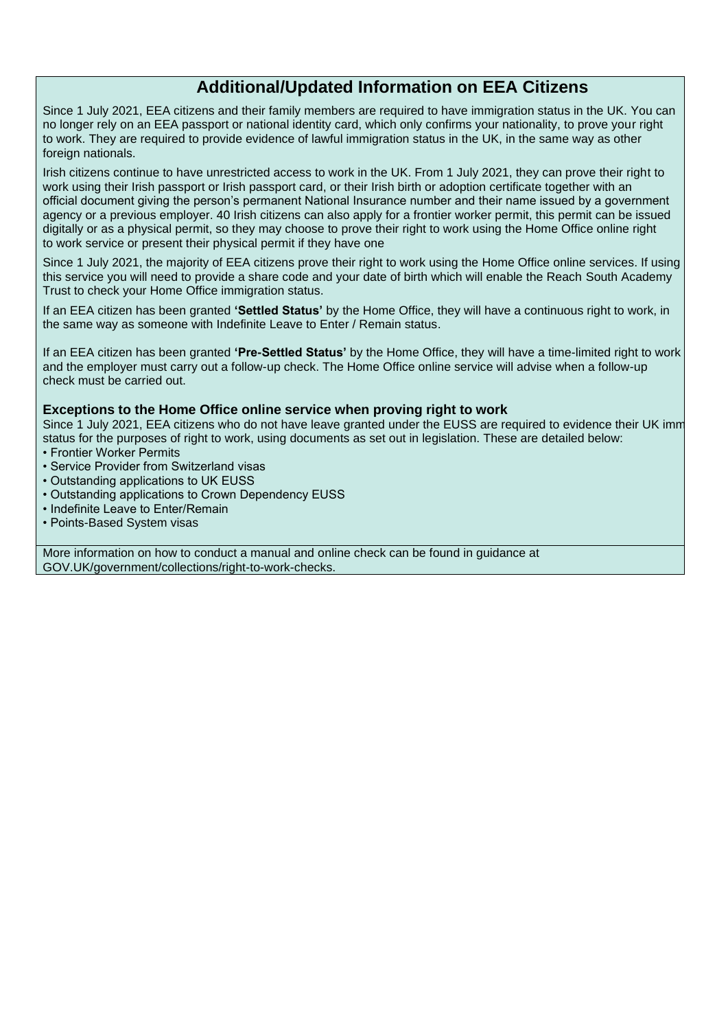## Additional/Updated Information on EEA Citizens

Since 1 July 2021, EEA citizens and their family members are required to have immigration status in the UK. You can no longer rely on an EEA passport or national identity card, which only confirms your nationality, to prove your right to work. They are required to provide evidence of lawful immigration status in the UK, in the same way as other foreign nationals.

Irish citizens continue to have unrestricted access to work in the UK. From 1 July 2021, they can prove their right to work using their Irish passport or Irish passport card, or their Irish birth or adoption certificate together with an official document giving the person's permanent National Insurance number and their name issued by a government agency or a previous employer. 40 Irish citizens can also apply for a frontier worker permit, this permit can be issued digitally or as a physical permit, so they may choose to prove their right to work using the Home Office online right to work service or present their physical permit if they have one

Since 1 July 2021, the majority of EEA citizens prove their right to work using the Home Office online services. If using this service you will need to provide a share code and your date of birth which will enable the Reach South Academy Trust to check your Home Office immigration status.

If an EEA citizen has been granted **'Settled Status'** by the Home Office, they will have a continuous right to work, in the same way as someone with Indefinite Leave to Enter / Remain status.

If an EEA citizen has been granted **'Pre-Settled Status'** by the Home Office, they will have a time-limited right to work and the employer must carry out a follow-up check. The Home Office online service will advise when a follow-up check must be carried out.

### Exceptions to the Home Office online service when proving right to work

Since 1 July 2021, EEA citizens who do not have leave granted under the EUSS are required to evidence their UK imm status for the purposes of right to work, using documents as set out in legislation. These are detailed below:

- Frontier Worker Permits
- Service Provider from Switzerland visas
- Outstanding applications to UK EUSS
- Outstanding applications to Crown Dependency EUSS
- Indefinite Leave to Enter/Remain
- Points-Based System visas

More information on how to conduct a manual and online check can be found in guidance at GOV.UK/government/collections/right-to-work-checks.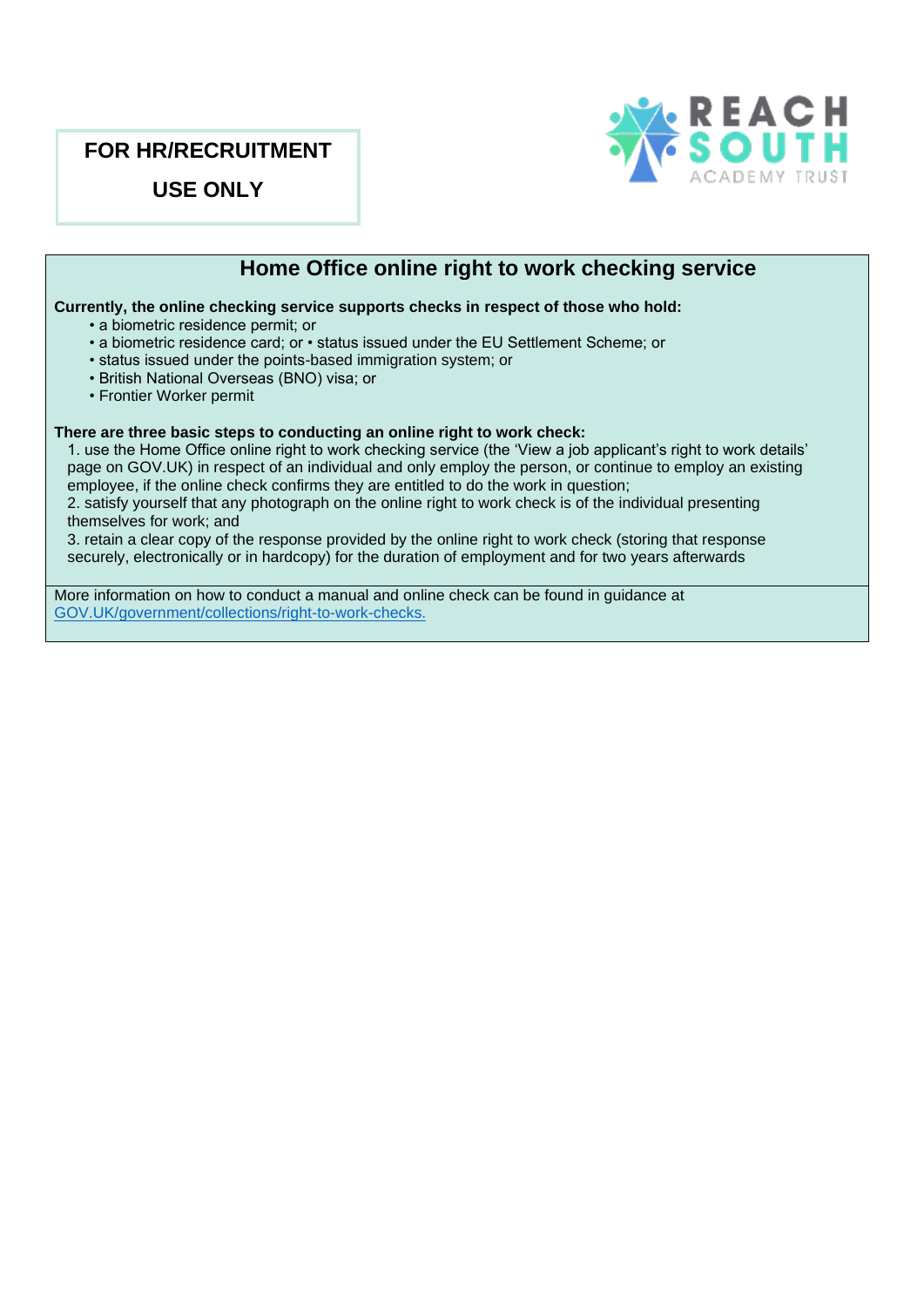**FOR HR/RECRUITMENT**

**USE ONLY**

## Home Office online right to work checking service

**Currently, the online checking service supports checks in respect of those who hold:**

- a biometric residence permit; or
- a biometric residence card; or • status issued under the EU Settlement Scheme; or
- status issued under the points-based immigration system; or
- British National Overseas (BNO) visa; or
- Frontier Worker permit

**There are three basic steps to conducting an online right to work check:**

1. use the Home Office online right to work checking service (the 'View a job applicant's right to work details' page on GOV.UK) in respect of an individual and only employ the person, or continue to employ an existing employee, if the online check confirms they are entitled to do the work in question;
2. satisfy yourself that any photograph on the online right to work check is of the individual presenting themselves for work; and
3. retain a clear copy of the response provided by the online right to work check (storing that response securely, electronically or in hardcopy) for the duration of employment and for two years afterwards

More information on how to conduct a manual and online check can be found in guidance at GOV.UK/government/collections/right-to-work-checks.